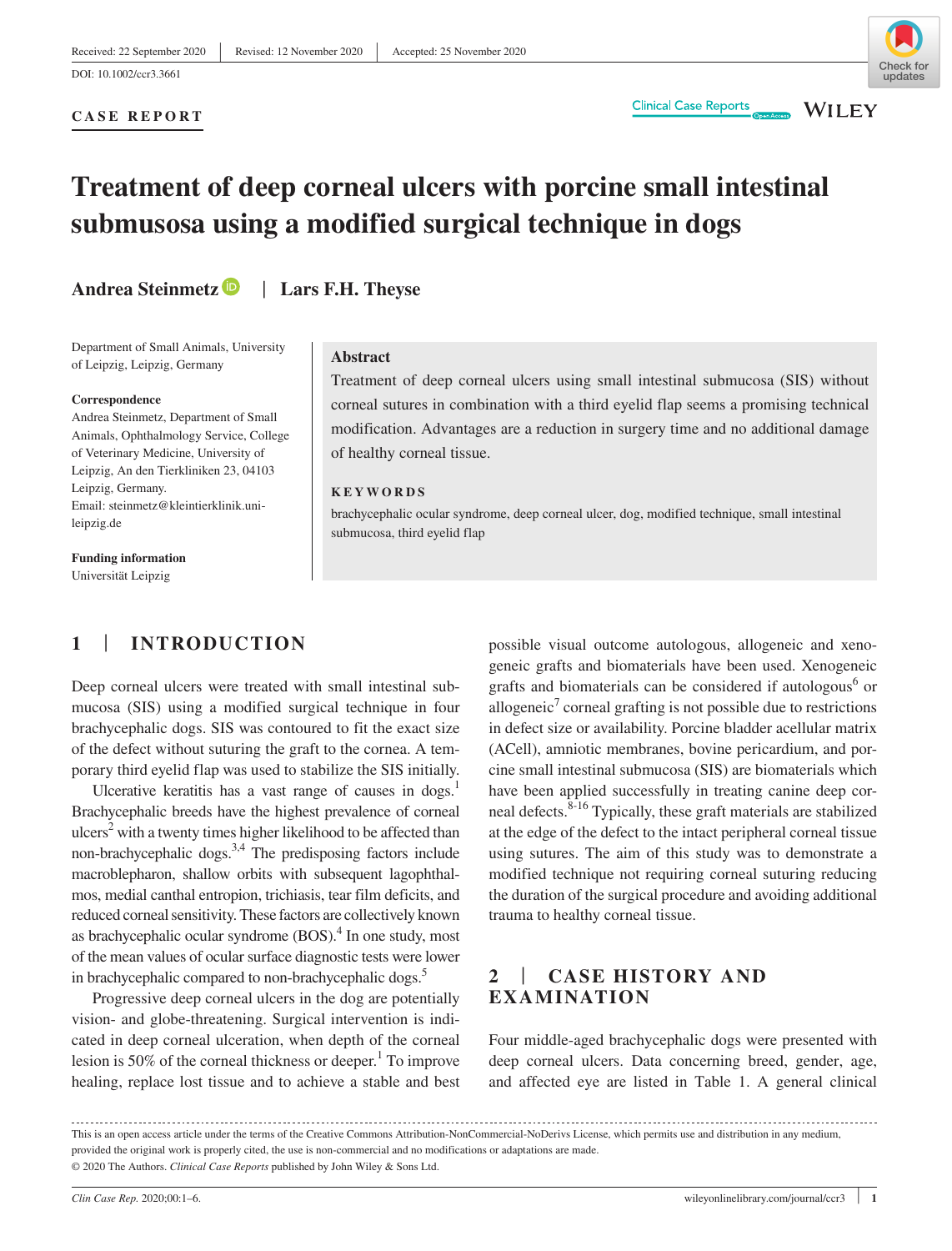Received: 22 September 2020 | Revised: 12 November 2020 | Accepted: 25 November 2020

DOI: 10.1002/ccr3.3661

**CASE REPORT**

# Treatment of deep corneal ulcers with porcine small intestinal submusosa using a modified surgical technique in dogs

**Andrea Steinmetz** | **Lars F.H. Theyse**

Department of Small Animals, University of Leipzig, Leipzig, Germany

**Correspondence**
Andrea Steinmetz, Department of Small Animals, Ophthalmology Service, College of Veterinary Medicine, University of Leipzig, An den Tierkliniken 23, 04103 Leipzig, Germany.
Email: steinmetz@kleintierklinik.uni-leipzig.de

**Funding information**
Universität Leipzig

**Abstract**

Treatment of deep corneal ulcers using small intestinal submucosa (SIS) without corneal sutures in combination with a third eyelid flap seems a promising technical modification. Advantages are a reduction in surgery time and no additional damage of healthy corneal tissue.

**KEYWORDS**

brachycephalic ocular syndrome, deep corneal ulcer, dog, modified technique, small intestinal submucosa, third eyelid flap

## 1 | INTRODUCTION

Deep corneal ulcers were treated with small intestinal submucosa (SIS) using a modified surgical technique in four brachycephalic dogs. SIS was contoured to fit the exact size of the defect without suturing the graft to the cornea. A temporary third eyelid flap was used to stabilize the SIS initially.

Ulcerative keratitis has a vast range of causes in dogs.[1] Brachycephalic breeds have the highest prevalence of corneal ulcers[2] with a twenty times higher likelihood to be affected than non-brachycephalic dogs.[3,4] The predisposing factors include macroblepharon, shallow orbits with subsequent lagophthalmos, medial canthal entropion, trichiasis, tear film deficits, and reduced corneal sensitivity. These factors are collectively known as brachycephalic ocular syndrome (BOS).[4] In one study, most of the mean values of ocular surface diagnostic tests were lower in brachycephalic compared to non-brachycephalic dogs.[5]

Progressive deep corneal ulcers in the dog are potentially vision- and globe-threatening. Surgical intervention is indicated in deep corneal ulceration, when depth of the corneal lesion is 50% of the corneal thickness or deeper.[1] To improve healing, replace lost tissue and to achieve a stable and best possible visual outcome autologous, allogeneic and xenogeneic grafts and biomaterials have been used. Xenogeneic grafts and biomaterials can be considered if autologous[6] or allogeneic[7] corneal grafting is not possible due to restrictions in defect size or availability. Porcine bladder acellular matrix (ACell), amniotic membranes, bovine pericardium, and porcine small intestinal submucosa (SIS) are biomaterials which have been applied successfully in treating canine deep corneal defects.[8-16] Typically, these graft materials are stabilized at the edge of the defect to the intact peripheral corneal tissue using sutures. The aim of this study was to demonstrate a modified technique not requiring corneal suturing reducing the duration of the surgical procedure and avoiding additional trauma to healthy corneal tissue.

## 2 | CASE HISTORY AND EXAMINATION

Four middle-aged brachycephalic dogs were presented with deep corneal ulcers. Data concerning breed, gender, age, and affected eye are listed in Table 1. A general clinical

This is an open access article under the terms of the Creative Commons Attribution-NonCommercial-NoDerivs License, which permits use and distribution in any medium, provided the original work is properly cited, the use is non-commercial and no modifications or adaptations are made.
© 2020 The Authors. *Clinical Case Reports* published by John Wiley & Sons Ltd.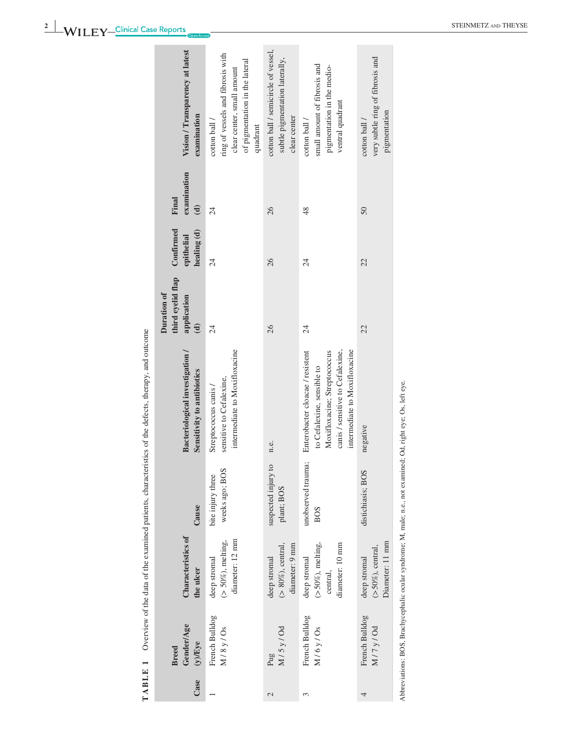**TABLE 1** Overview of the data of the examined patients, characteristics of the defects, therapy, and outcome

| Case | Breed Gender/Age (y)/Eye | Characteristics of the ulcer | Cause | Bacteriological investigation / Sensitivity to antibiotics | Duration of third eyelid flap application (d) | Confirmed epithelial healing (d) | Final examination (d) | Vision / Transparency at latest examination |
|---|---|---|---|---|---|---|---|---|
| 1 | French Bulldog M / 8 y / Os | deep stromal (> 50%), melting, diameter: 12 mm | bite injury three weeks ago; BOS | Streptococcus canis / sensitive to Cefalexine, intermediate to Moxifloxacine | 24 | 24 | 24 | cotton ball / ring of vessels and fibrosis with clear center, small amount of pigmentation in the lateral quadrant |
| 2 | Pug M / 5 y / Od | deep stromal (> 80%), central, diameter: 9 mm | suspected injury to plant; BOS | n.e. | 26 | 26 | 26 | cotton ball / semicircle of vessel, subtle pigmentation laterally, clear center |
| 3 | French Bulldog M / 6 y / Os | deep stromal (>50%), melting, central, diameter: 10 mm | unobserved trauma; BOS | Enterobacter cloacae / resistent to Cefalexine, sensible to Moxifloxacine; Streptococcus canis / sensitive to Cefalexine, intermediate to Moxifloxacine | 24 | 24 | 48 | cotton ball / small amount of fibrosis and pigmentation in the medio-ventral quadrant |
| 4 | French Bulldog M / 7 y / Od | deep stromal (>50%), central, Diameter: 11 mm | distichiasis; BOS | negative | 22 | 22 | 50 | cotton ball / very subtle ring of fibrosis and pigmentation |

Abbreviations: BOS, Brachycephalic ocular syndrome; M, male; n.e., not examined; Od, right eye; Os, left eye.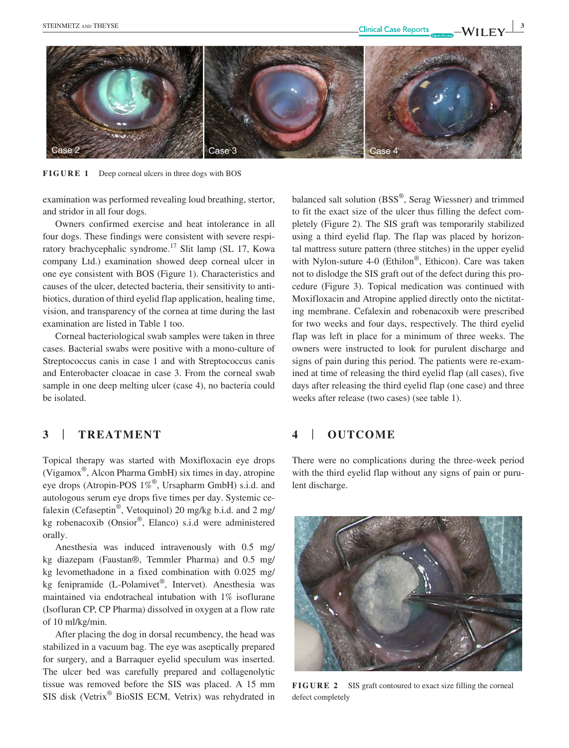FIGURE 1 Deep corneal ulcers in three dogs with BOS

examination was performed revealing loud breathing, stertor, and stridor in all four dogs.

Owners confirmed exercise and heat intolerance in all four dogs. These findings were consistent with severe respiratory brachycephalic syndrome.[17] Slit lamp (SL 17, Kowa company Ltd.) examination showed deep corneal ulcer in one eye consistent with BOS (Figure 1). Characteristics and causes of the ulcer, detected bacteria, their sensitivity to antibiotics, duration of third eyelid flap application, healing time, vision, and transparency of the cornea at time during the last examination are listed in Table 1 too.

Corneal bacteriological swab samples were taken in three cases. Bacterial swabs were positive with a mono-culture of Streptococcus canis in case 1 and with Streptococcus canis and Enterobacter cloacae in case 3. From the corneal swab sample in one deep melting ulcer (case 4), no bacteria could be isolated.

## 3 | TREATMENT

Topical therapy was started with Moxifloxacin eye drops (Vigamox®, Alcon Pharma GmbH) six times in day, atropine eye drops (Atropin-POS 1%®, Ursapharm GmbH) s.i.d. and autologous serum eye drops five times per day. Systemic cefalexin (Cefaseptin®, Vetoquinol) 20 mg/kg b.i.d. and 2 mg/kg robenacoxib (Onsior®, Elanco) s.i.d were administered orally.

Anesthesia was induced intravenously with 0.5 mg/kg diazepam (Faustan®, Temmler Pharma) and 0.5 mg/kg levomethadone in a fixed combination with 0.025 mg/kg fenipramide (L-Polamivet®, Intervet). Anesthesia was maintained via endotracheal intubation with 1% isoflurane (Isofluran CP, CP Pharma) dissolved in oxygen at a flow rate of 10 ml/kg/min.

After placing the dog in dorsal recumbency, the head was stabilized in a vacuum bag. The eye was aseptically prepared for surgery, and a Barraquer eyelid speculum was inserted. The ulcer bed was carefully prepared and collagenolytic tissue was removed before the SIS was placed. A 15 mm SIS disk (Vetrix® BioSIS ECM, Vetrix) was rehydrated in balanced salt solution (BSS®, Serag Wiessner) and trimmed to fit the exact size of the ulcer thus filling the defect completely (Figure 2). The SIS graft was temporarily stabilized using a third eyelid flap. The flap was placed by horizontal mattress suture pattern (three stitches) in the upper eyelid with Nylon-suture 4-0 (Ethilon®, Ethicon). Care was taken not to dislodge the SIS graft out of the defect during this procedure (Figure 3). Topical medication was continued with Moxifloxacin and Atropine applied directly onto the nictitating membrane. Cefalexin and robenacoxib were prescribed for two weeks and four days, respectively. The third eyelid flap was left in place for a minimum of three weeks. The owners were instructed to look for purulent discharge and signs of pain during this period. The patients were re-examined at time of releasing the third eyelid flap (all cases), five days after releasing the third eyelid flap (one case) and three weeks after release (two cases) (see table 1).

## 4 | OUTCOME

There were no complications during the three-week period with the third eyelid flap without any signs of pain or purulent discharge.

FIGURE 2 SIS graft contoured to exact size filling the corneal defect completely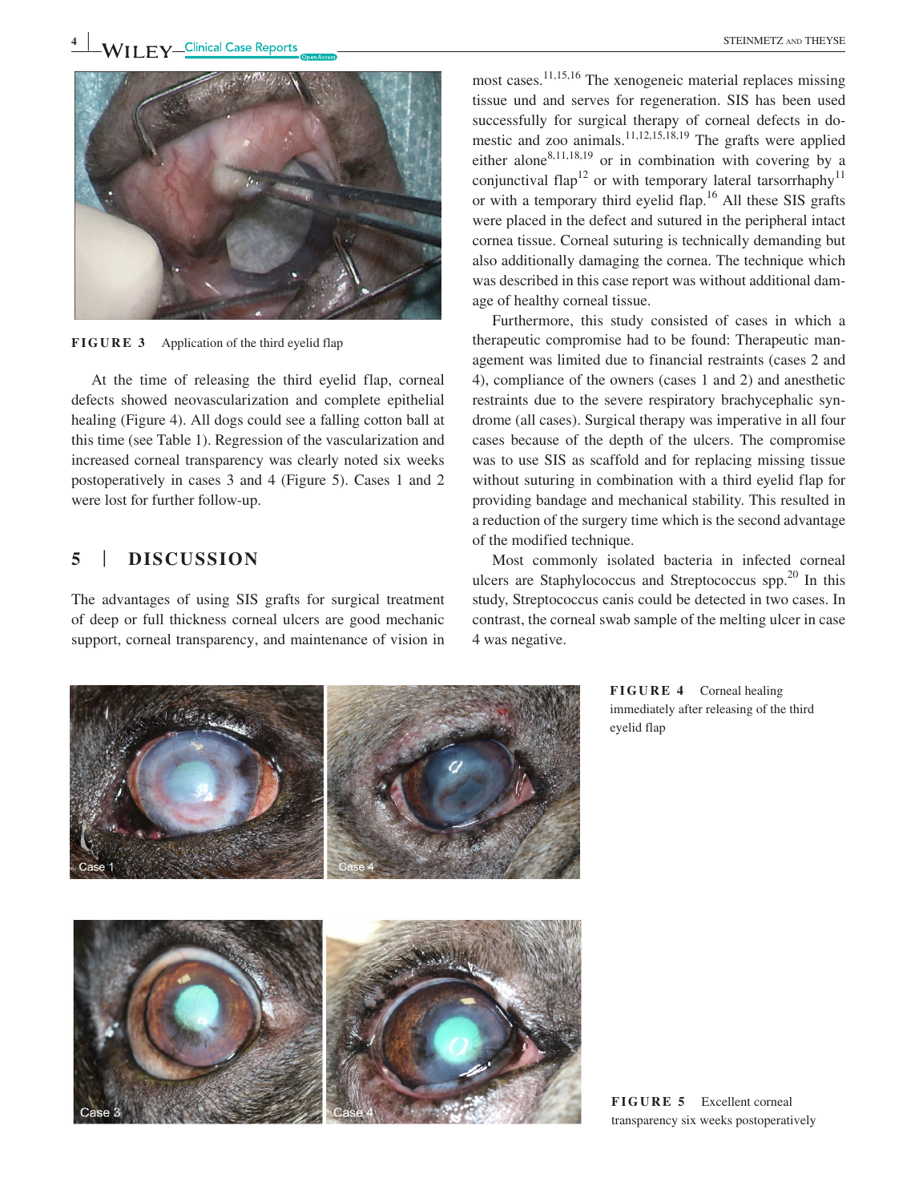FIGURE 3 Application of the third eyelid flap

At the time of releasing the third eyelid flap, corneal defects showed neovascularization and complete epithelial healing (Figure 4). All dogs could see a falling cotton ball at this time (see Table 1). Regression of the vascularization and increased corneal transparency was clearly noted six weeks postoperatively in cases 3 and 4 (Figure 5). Cases 1 and 2 were lost for further follow-up.

## 5 | DISCUSSION

The advantages of using SIS grafts for surgical treatment of deep or full thickness corneal ulcers are good mechanic support, corneal transparency, and maintenance of vision in most cases.[11,15,16] The xenogeneic material replaces missing tissue und and serves for regeneration. SIS has been used successfully for surgical therapy of corneal defects in domestic and zoo animals.[11,12,15,18,19] The grafts were applied either alone[8,11,18,19] or in combination with covering by a conjunctival flap[12] or with temporary lateral tarsorrhaphy[11] or with a temporary third eyelid flap.[16] All these SIS grafts were placed in the defect and sutured in the peripheral intact cornea tissue. Corneal suturing is technically demanding but also additionally damaging the cornea. The technique which was described in this case report was without additional damage of healthy corneal tissue.

Furthermore, this study consisted of cases in which a therapeutic compromise had to be found: Therapeutic management was limited due to financial restraints (cases 2 and 4), compliance of the owners (cases 1 and 2) and anesthetic restraints due to the severe respiratory brachycephalic syndrome (all cases). Surgical therapy was imperative in all four cases because of the depth of the ulcers. The compromise was to use SIS as scaffold and for replacing missing tissue without suturing in combination with a third eyelid flap for providing bandage and mechanical stability. This resulted in a reduction of the surgery time which is the second advantage of the modified technique.

Most commonly isolated bacteria in infected corneal ulcers are Staphylococcus and Streptococcus spp.[20] In this study, Streptococcus canis could be detected in two cases. In contrast, the corneal swab sample of the melting ulcer in case 4 was negative.

FIGURE 4 Corneal healing immediately after releasing of the third eyelid flap

FIGURE 5 Excellent corneal transparency six weeks postoperatively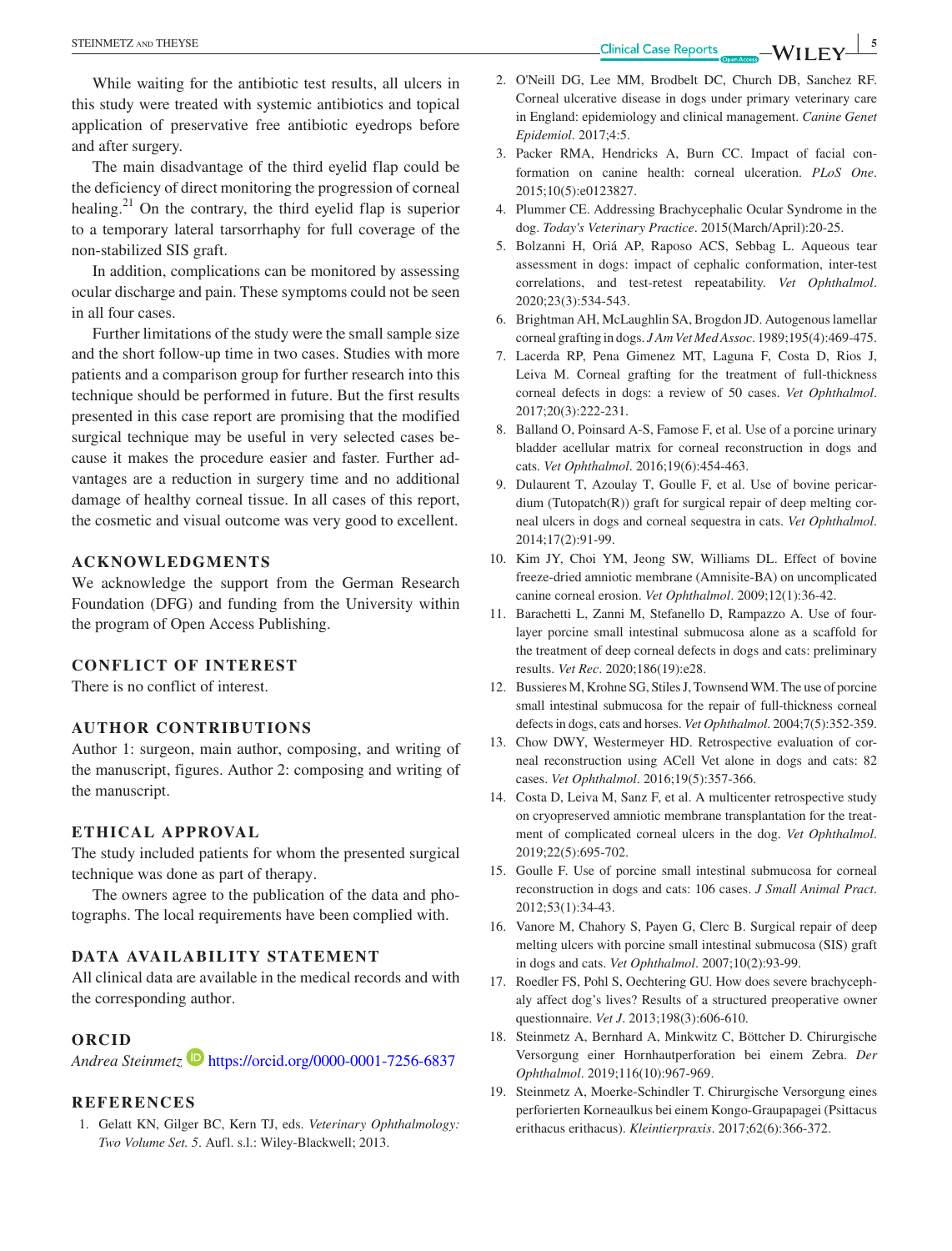While waiting for the antibiotic test results, all ulcers in this study were treated with systemic antibiotics and topical application of preservative free antibiotic eyedrops before and after surgery.

The main disadvantage of the third eyelid flap could be the deficiency of direct monitoring the progression of corneal healing.[21] On the contrary, the third eyelid flap is superior to a temporary lateral tarsorrhaphy for full coverage of the non-stabilized SIS graft.

In addition, complications can be monitored by assessing ocular discharge and pain. These symptoms could not be seen in all four cases.

Further limitations of the study were the small sample size and the short follow-up time in two cases. Studies with more patients and a comparison group for further research into this technique should be performed in future. But the first results presented in this case report are promising that the modified surgical technique may be useful in very selected cases because it makes the procedure easier and faster. Further advantages are a reduction in surgery time and no additional damage of healthy corneal tissue. In all cases of this report, the cosmetic and visual outcome was very good to excellent.

## ACKNOWLEDGMENTS

We acknowledge the support from the German Research Foundation (DFG) and funding from the University within the program of Open Access Publishing.

## CONFLICT OF INTEREST

There is no conflict of interest.

## AUTHOR CONTRIBUTIONS

Author 1: surgeon, main author, composing, and writing of the manuscript, figures. Author 2: composing and writing of the manuscript.

## ETHICAL APPROVAL

The study included patients for whom the presented surgical technique was done as part of therapy.

The owners agree to the publication of the data and photographs. The local requirements have been complied with.

## DATA AVAILABILITY STATEMENT

All clinical data are available in the medical records and with the corresponding author.

## ORCID

*Andrea Steinmetz* https://orcid.org/0000-0001-7256-6837

## REFERENCES

1. Gelatt KN, Gilger BC, Kern TJ, eds. *Veterinary Ophthalmology: Two Volume Set. 5*. Aufl. s.l.: Wiley-Blackwell; 2013.
2. O'Neill DG, Lee MM, Brodbelt DC, Church DB, Sanchez RF. Corneal ulcerative disease in dogs under primary veterinary care in England: epidemiology and clinical management. *Canine Genet Epidemiol*. 2017;4:5.
3. Packer RMA, Hendricks A, Burn CC. Impact of facial conformation on canine health: corneal ulceration. *PLoS One*. 2015;10(5):e0123827.
4. Plummer CE. Addressing Brachycephalic Ocular Syndrome in the dog. *Today's Veterinary Practice*. 2015(March/April):20-25.
5. Bolzanni H, Oriá AP, Raposo ACS, Sebbag L. Aqueous tear assessment in dogs: impact of cephalic conformation, inter-test correlations, and test-retest repeatability. *Vet Ophthalmol*. 2020;23(3):534-543.
6. Brightman AH, McLaughlin SA, Brogdon JD. Autogenous lamellar corneal grafting in dogs. *J Am Vet Med Assoc*. 1989;195(4):469-475.
7. Lacerda RP, Pena Gimenez MT, Laguna F, Costa D, Rios J, Leiva M. Corneal grafting for the treatment of full-thickness corneal defects in dogs: a review of 50 cases. *Vet Ophthalmol*. 2017;20(3):222-231.
8. Balland O, Poinsard A-S, Famose F, et al. Use of a porcine urinary bladder acellular matrix for corneal reconstruction in dogs and cats. *Vet Ophthalmol*. 2016;19(6):454-463.
9. Dulaurent T, Azoulay T, Goulle F, et al. Use of bovine pericardium (Tutopatch(R)) graft for surgical repair of deep melting corneal ulcers in dogs and corneal sequestra in cats. *Vet Ophthalmol*. 2014;17(2):91-99.
10. Kim JY, Choi YM, Jeong SW, Williams DL. Effect of bovine freeze-dried amniotic membrane (Amnisite-BA) on uncomplicated canine corneal erosion. *Vet Ophthalmol*. 2009;12(1):36-42.
11. Barachetti L, Zanni M, Stefanello D, Rampazzo A. Use of four-layer porcine small intestinal submucosa alone as a scaffold for the treatment of deep corneal defects in dogs and cats: preliminary results. *Vet Rec*. 2020;186(19):e28.
12. Bussieres M, Krohne SG, Stiles J, Townsend WM. The use of porcine small intestinal submucosa for the repair of full-thickness corneal defects in dogs, cats and horses. *Vet Ophthalmol*. 2004;7(5):352-359.
13. Chow DWY, Westermeyer HD. Retrospective evaluation of corneal reconstruction using ACell Vet alone in dogs and cats: 82 cases. *Vet Ophthalmol*. 2016;19(5):357-366.
14. Costa D, Leiva M, Sanz F, et al. A multicenter retrospective study on cryopreserved amniotic membrane transplantation for the treatment of complicated corneal ulcers in the dog. *Vet Ophthalmol*. 2019;22(5):695-702.
15. Goulle F. Use of porcine small intestinal submucosa for corneal reconstruction in dogs and cats: 106 cases. *J Small Animal Pract*. 2012;53(1):34-43.
16. Vanore M, Chahory S, Payen G, Clerc B. Surgical repair of deep melting ulcers with porcine small intestinal submucosa (SIS) graft in dogs and cats. *Vet Ophthalmol*. 2007;10(2):93-99.
17. Roedler FS, Pohl S, Oechtering GU. How does severe brachycephaly affect dog's lives? Results of a structured preoperative owner questionnaire. *Vet J*. 2013;198(3):606-610.
18. Steinmetz A, Bernhard A, Minkwitz C, Böttcher D. Chirurgische Versorgung einer Hornhautperforation bei einem Zebra. *Der Ophthalmol*. 2019;116(10):967-969.
19. Steinmetz A, Moerke-Schindler T. Chirurgische Versorgung eines perforierten Korneaulkus bei einem Kongo-Graupapagei (Psittacus erithacus erithacus). *Kleintierpraxis*. 2017;62(6):366-372.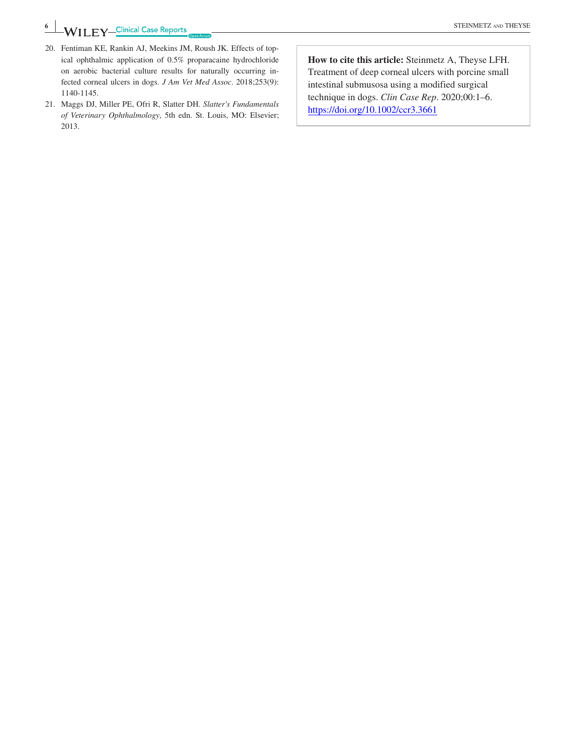20. Fentiman KE, Rankin AJ, Meekins JM, Roush JK. Effects of topical ophthalmic application of 0.5% proparacaine hydrochloride on aerobic bacterial culture results for naturally occurring infected corneal ulcers in dogs. *J Am Vet Med Assoc*. 2018;253(9):1140-1145.
21. Maggs DJ, Miller PE, Ofri R, Slatter DH. *Slatter's Fundamentals of Veterinary Ophthalmology*, 5th edn. St. Louis, MO: Elsevier; 2013.

**How to cite this article:** Steinmetz A, Theyse LFH. Treatment of deep corneal ulcers with porcine small intestinal submusosa using a modified surgical technique in dogs. *Clin Case Rep*. 2020;00:1–6. https://doi.org/10.1002/ccr3.3661